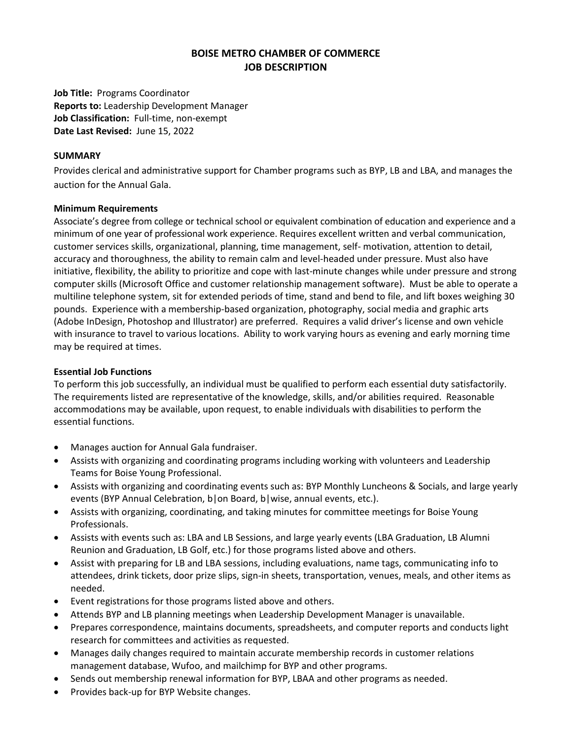# BOISE METRO CHAMBER OF COMMERCE
# JOB DESCRIPTION

**Job Title:** Programs Coordinator
**Reports to:** Leadership Development Manager
**Job Classification:** Full-time, non-exempt
**Date Last Revised:** June 15, 2022

## SUMMARY

Provides clerical and administrative support for Chamber programs such as BYP, LB and LBA, and manages the auction for the Annual Gala.

### Minimum Requirements

Associate's degree from college or technical school or equivalent combination of education and experience and a minimum of one year of professional work experience. Requires excellent written and verbal communication, customer services skills, organizational, planning, time management, self- motivation, attention to detail, accuracy and thoroughness, the ability to remain calm and level-headed under pressure. Must also have initiative, flexibility, the ability to prioritize and cope with last-minute changes while under pressure and strong computer skills (Microsoft Office and customer relationship management software). Must be able to operate a multiline telephone system, sit for extended periods of time, stand and bend to file, and lift boxes weighing 30 pounds. Experience with a membership-based organization, photography, social media and graphic arts (Adobe InDesign, Photoshop and Illustrator) are preferred. Requires a valid driver's license and own vehicle with insurance to travel to various locations. Ability to work varying hours as evening and early morning time may be required at times.

### Essential Job Functions

To perform this job successfully, an individual must be qualified to perform each essential duty satisfactorily. The requirements listed are representative of the knowledge, skills, and/or abilities required. Reasonable accommodations may be available, upon request, to enable individuals with disabilities to perform the essential functions.

- Manages auction for Annual Gala fundraiser.
- Assists with organizing and coordinating programs including working with volunteers and Leadership Teams for Boise Young Professional.
- Assists with organizing and coordinating events such as: BYP Monthly Luncheons & Socials, and large yearly events (BYP Annual Celebration, b|on Board, b|wise, annual events, etc.).
- Assists with organizing, coordinating, and taking minutes for committee meetings for Boise Young Professionals.
- Assists with events such as: LBA and LB Sessions, and large yearly events (LBA Graduation, LB Alumni Reunion and Graduation, LB Golf, etc.) for those programs listed above and others.
- Assist with preparing for LB and LBA sessions, including evaluations, name tags, communicating info to attendees, drink tickets, door prize slips, sign-in sheets, transportation, venues, meals, and other items as needed.
- Event registrations for those programs listed above and others.
- Attends BYP and LB planning meetings when Leadership Development Manager is unavailable.
- Prepares correspondence, maintains documents, spreadsheets, and computer reports and conducts light research for committees and activities as requested.
- Manages daily changes required to maintain accurate membership records in customer relations management database, Wufoo, and mailchimp for BYP and other programs.
- Sends out membership renewal information for BYP, LBAA and other programs as needed.
- Provides back-up for BYP Website changes.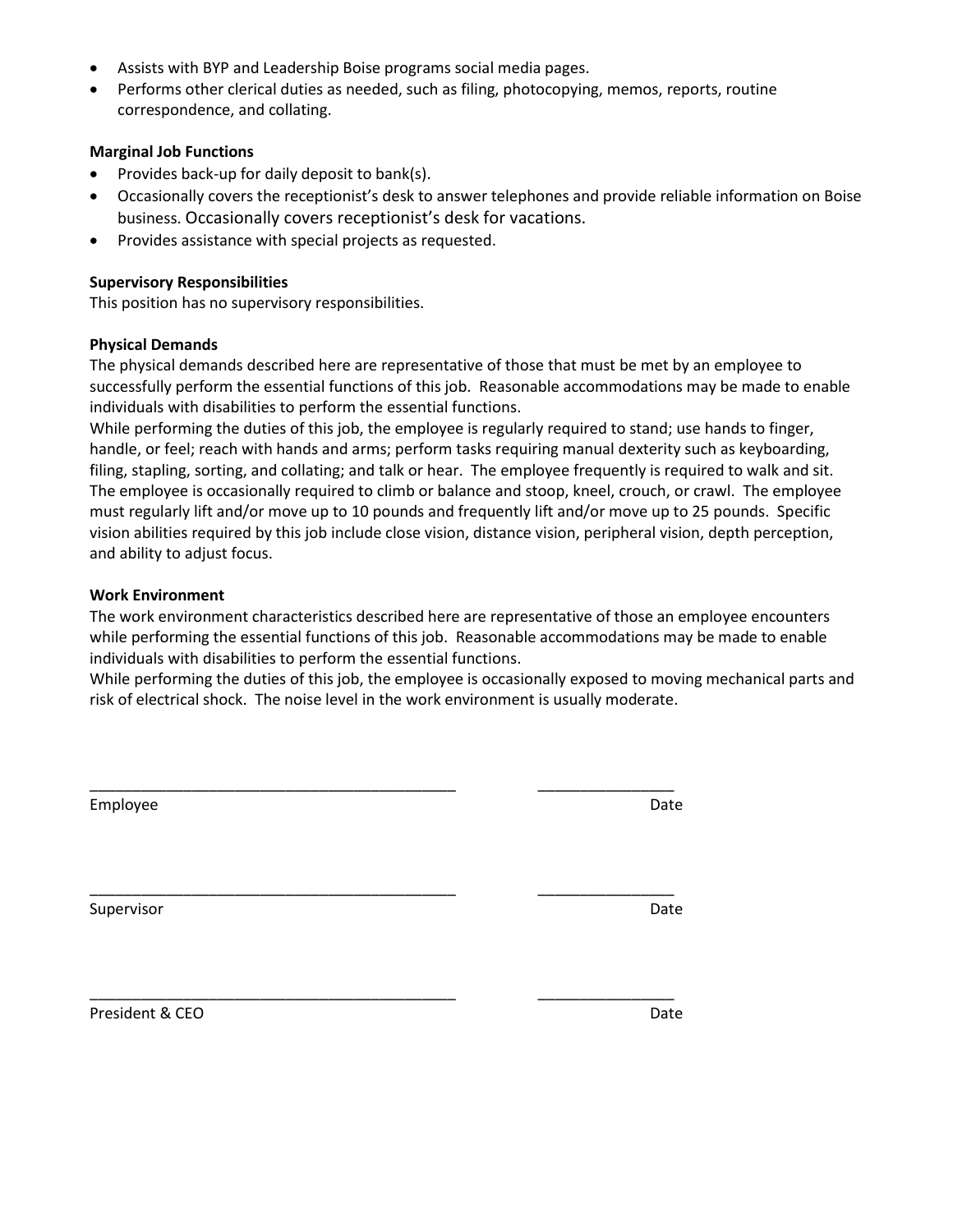- Assists with BYP and Leadership Boise programs social media pages.
- Performs other clerical duties as needed, such as filing, photocopying, memos, reports, routine correspondence, and collating.

**Marginal Job Functions**

- Provides back-up for daily deposit to bank(s).
- Occasionally covers the receptionist's desk to answer telephones and provide reliable information on Boise business. Occasionally covers receptionist's desk for vacations.
- Provides assistance with special projects as requested.

**Supervisory Responsibilities**

This position has no supervisory responsibilities.

**Physical Demands**

The physical demands described here are representative of those that must be met by an employee to successfully perform the essential functions of this job. Reasonable accommodations may be made to enable individuals with disabilities to perform the essential functions.

While performing the duties of this job, the employee is regularly required to stand; use hands to finger, handle, or feel; reach with hands and arms; perform tasks requiring manual dexterity such as keyboarding, filing, stapling, sorting, and collating; and talk or hear. The employee frequently is required to walk and sit. The employee is occasionally required to climb or balance and stoop, kneel, crouch, or crawl. The employee must regularly lift and/or move up to 10 pounds and frequently lift and/or move up to 25 pounds. Specific vision abilities required by this job include close vision, distance vision, peripheral vision, depth perception, and ability to adjust focus.

**Work Environment**

The work environment characteristics described here are representative of those an employee encounters while performing the essential functions of this job. Reasonable accommodations may be made to enable individuals with disabilities to perform the essential functions.

While performing the duties of this job, the employee is occasionally exposed to moving mechanical parts and risk of electrical shock. The noise level in the work environment is usually moderate.

\_\_\_\_\_\_\_\_\_\_\_\_\_\_\_\_\_\_\_\_\_\_\_\_\_\_\_\_\_\_\_\_\_\_\_\_\_\_\_\_\_\_ \_\_\_\_\_\_\_\_\_\_\_\_\_\_\_\_

Employee Date

\_\_\_\_\_\_\_\_\_\_\_\_\_\_\_\_\_\_\_\_\_\_\_\_\_\_\_\_\_\_\_\_\_\_\_\_\_\_\_\_\_\_ \_\_\_\_\_\_\_\_\_\_\_\_\_\_\_\_

Supervisor Date

\_\_\_\_\_\_\_\_\_\_\_\_\_\_\_\_\_\_\_\_\_\_\_\_\_\_\_\_\_\_\_\_\_\_\_\_\_\_\_\_\_\_ \_\_\_\_\_\_\_\_\_\_\_\_\_\_\_\_

President & CEO Date